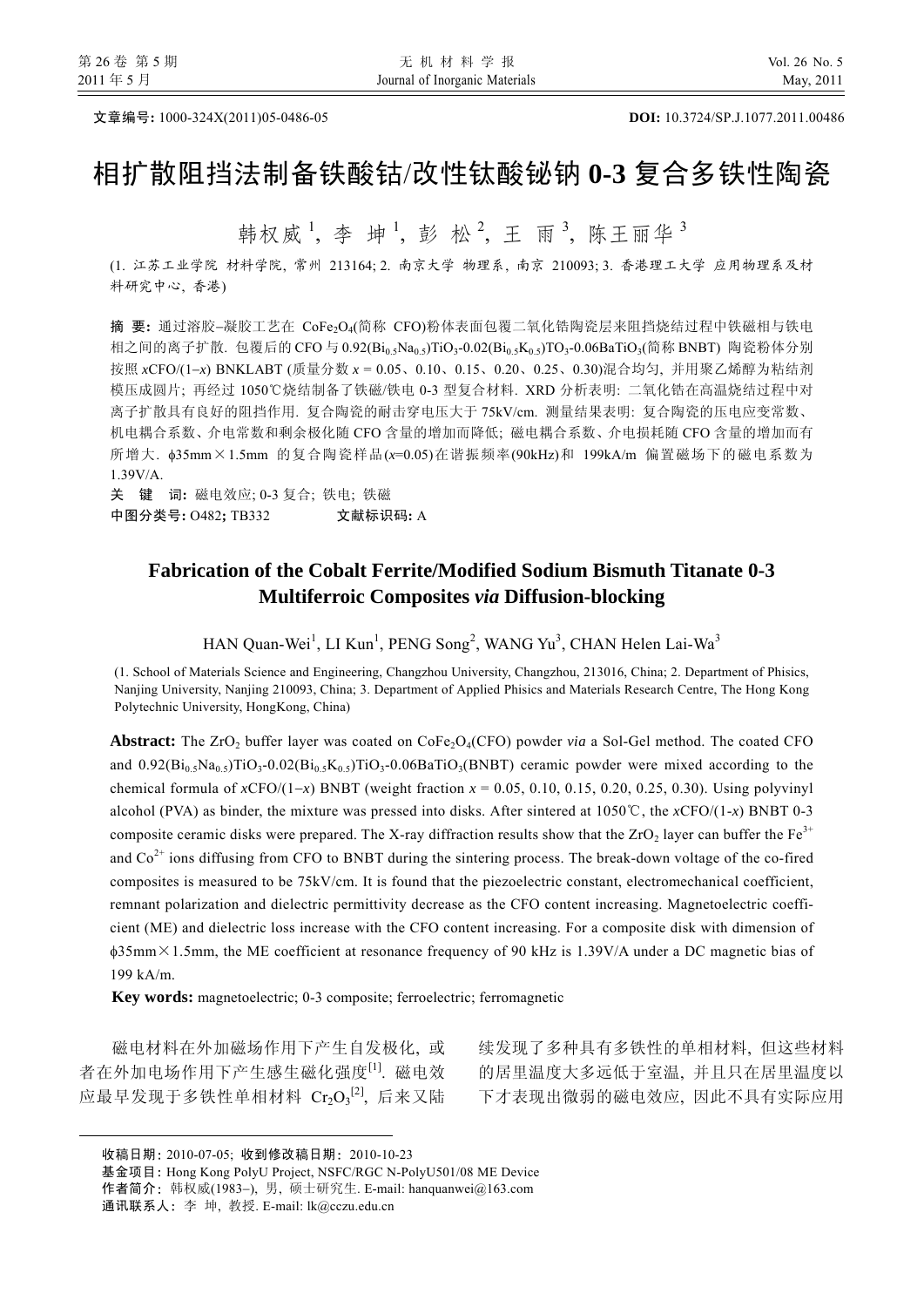文章编号: 1000-324X(2011)05-0486-05　　　　DOI: 10.3724/SP.J.1077.2011.00486

# 相扩散阻挡法制备铁酸钴/改性钛酸铋钠 0-3 复合多铁性陶瓷

韩权威[1], 李　坤[1], 彭　松[2], 王　雨[3], 陈王丽华[3]

(1. 江苏工业学院 材料学院, 常州 213164; 2. 南京大学 物理系, 南京 210093; 3. 香港理工大学 应用物理系及材料研究中心, 香港)

**摘　要:** 通过溶胶–凝胶工艺在 $CoFe_2O_4$(简称 CFO)粉体表面包覆二氧化锆陶瓷层来阻挡烧结过程中铁磁相与铁电相之间的离子扩散. 包覆后的 CFO 与 $0.92(Bi_{0.5}Na_{0.5})TiO_3$-$0.02(Bi_{0.5}K_{0.5})TO_3$-$0.06BaTiO_3$(简称 BNBT) 陶瓷粉体分别按照 $x$CFO/(1–$x$) BNKLABT (质量分数 $x$ = 0.05、0.10、0.15、0.20、0.25、0.30)混合均匀, 并用聚乙烯醇为粘结剂模压成圆片; 再经过 1050℃烧结制备了铁磁/铁电 0-3 型复合材料. XRD 分析表明: 二氧化锆在高温烧结过程中对离子扩散具有良好的阻挡作用. 复合陶瓷的耐击穿电压大于 75kV/cm. 测量结果表明: 复合陶瓷的压电应变常数、机电耦合系数、介电常数和剩余极化随 CFO 含量的增加而降低; 磁电耦合系数、介电损耗随 CFO 含量的增加而有所增大. ϕ35mm×1.5mm 的复合陶瓷样品($x$=0.05)在谐振频率(90kHz)和 199kA/m 偏置磁场下的磁电系数为 1.39V/A.

**关　键　词:** 磁电效应; 0-3 复合; 铁电; 铁磁

**中图分类号:** O482; TB332　　　　**文献标识码:** A

## Fabrication of the Cobalt Ferrite/Modified Sodium Bismuth Titanate 0-3 Multiferroic Composites *via* Diffusion-blocking

HAN Quan-Wei[1], LI Kun[1], PENG Song[2], WANG Yu[3], CHAN Helen Lai-Wa[3]

(1. School of Materials Science and Engineering, Changzhou University, Changzhou, 213016, China; 2. Department of Phisics, Nanjing University, Nanjing 210093, China; 3. Department of Applied Phisics and Materials Research Centre, The Hong Kong Polytechnic University, HongKong, China)

**Abstract:** The $ZrO_2$ buffer layer was coated on $CoFe_2O_4$(CFO) powder *via* a Sol-Gel method. The coated CFO and $0.92(Bi_{0.5}Na_{0.5})TiO_3$-$0.02(Bi_{0.5}K_{0.5})TiO_3$-$0.06BaTiO_3$(BNBT) ceramic powder were mixed according to the chemical formula of $x$CFO/(1–$x$) BNBT (weight fraction $x$ = 0.05, 0.10, 0.15, 0.20, 0.25, 0.30). Using polyvinyl alcohol (PVA) as binder, the mixture was pressed into disks. After sintered at 1050℃, the $x$CFO/(1-$x$) BNBT 0-3 composite ceramic disks were prepared. The X-ray diffraction results show that the $ZrO_2$ layer can buffer the $Fe^{3+}$ and $Co^{2+}$ ions diffusing from CFO to BNBT during the sintering process. The break-down voltage of the co-fired composites is measured to be 75kV/cm. It is found that the piezoelectric constant, electromechanical coefficient, remnant polarization and dielectric permittivity decrease as the CFO content increasing. Magnetoelectric coefficient (ME) and dielectric loss increase with the CFO content increasing. For a composite disk with dimension of ϕ35mm×1.5mm, the ME coefficient at resonance frequency of 90 kHz is 1.39V/A under a DC magnetic bias of 199 kA/m.

**Key words:** magnetoelectric; 0-3 composite; ferroelectric; ferromagnetic

磁电材料在外加磁场作用下产生自发极化, 或者在外加电场作用下产生感生磁化强度[1]. 磁电效应最早发现于多铁性单相材料 $Cr_2O_3$[2], 后来又陆续发现了多种具有多铁性的单相材料, 但这些材料的居里温度大多远低于室温, 并且只在居里温度以下才表现出微弱的磁电效应, 因此不具有实际应用

---

收稿日期: 2010-07-05; 收到修改稿日期: 2010-10-23

基金项目: Hong Kong PolyU Project, NSFC/RGC N-PolyU501/08 ME Device

作者简介: 韩权威(1983–), 男, 硕士研究生. E-mail: hanquanwei@163.com

通讯联系人: 李　坤, 教授. E-mail: lk@cczu.edu.cn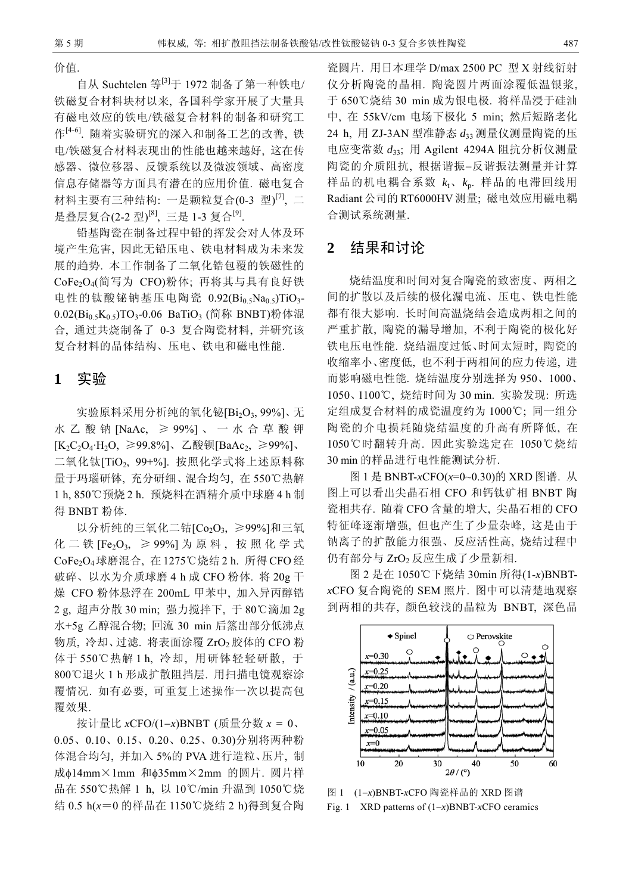价值.

自从 Suchtelen 等[3]于 1972 制备了第一种铁电/铁磁复合材料块材以来, 各国科学家开展了大量具有磁电效应的铁电/铁磁复合材料的制备和研究工作[4-6]. 随着实验研究的深入和制备工艺的改善, 铁电/铁磁复合材料表现出的性能也越来越好, 这在传感器、微位移器、反馈系统以及微波领域、高密度信息存储器等方面具有潜在的应用价值. 磁电复合材料主要有三种结构: 一是颗粒复合(0-3 型)[7], 二是叠层复合(2-2 型)[8], 三是 1-3 复合[9].

铅基陶瓷在制备过程中铅的挥发会对人体及环境产生危害, 因此无铅压电、铁电材料成为未来发展的趋势. 本工作制备了二氧化锆包覆的铁磁性的 $CoFe_2O_4$(简写为 CFO)粉体; 再将其与具有良好铁电性的钛酸铋钠基压电陶瓷 $0.92(Bi_{0.5}Na_{0.5})TiO_3$-$0.02(Bi_{0.5}K_{0.5})TO_3$-0.06 $BaTiO_3$ (简称 BNBT)粉体混合, 通过共烧制备了 0-3 复合陶瓷材料, 并研究该复合材料的晶体结构、压电、铁电和磁电性能.

## 1 实验

实验原料采用分析纯的氧化铋[$Bi_2O_3$, 99%]、无水乙酸钠[NaAc, ≥99%]、一水合草酸钾[$K_2C_2O_4\cdot H_2O$, ≥99.8%]、乙酸钡[$BaAc_2$, ≥99%]、二氧化钛[$TiO_2$, 99+%]. 按照化学式将上述原料称量于玛瑙研钵, 充分研细、混合均匀, 在 550℃热解 1 h, 850℃预烧 2 h. 预烧料在酒精介质中球磨 4 h 制得 BNBT 粉体.

以分析纯的三氧化二钴[$Co_2O_3$, ≥99%]和三氧化二铁[$Fe_2O_3$, ≥99%]为原料, 按照化学式 $CoFe_2O_4$ 球磨混合, 在 1275℃烧结 2 h. 所得 CFO 经破碎、以水为介质球磨 4 h 成 CFO 粉体. 将 20g 干燥 CFO 粉体悬浮在 200mL 甲苯中, 加入异丙醇锆 2 g, 超声分散 30 min; 强力搅拌下, 于 80℃滴加 2g 水+5g 乙醇混合物; 回流 30 min 后蒸出部分低沸点物质, 冷却、过滤. 将表面涂覆 $ZrO_2$ 胶体的 CFO 粉体于 550℃热解 1 h, 冷却, 用研钵轻轻研散, 于 800℃退火 1 h 形成扩散阻挡层. 用扫描电镜观察涂覆情况. 如有必要, 可重复上述操作一次以提高包覆效果.

按计量比 $x$CFO/(1−$x$)BNBT (质量分数 $x$ = 0、0.05、0.10、0.15、0.20、0.25、0.30)分别将两种粉体混合均匀, 并加入 5%的 PVA 进行造粒、压片, 制成ϕ14mm×1mm 和ϕ35mm×2mm 的圆片. 圆片样品在 550℃热解 1 h, 以 10℃/min 升温到 1050℃烧结 0.5 h($x$=0 的样品在 1150℃烧结 2 h)得到复合陶瓷圆片. 用日本理学 D/max 2500 PC 型 X 射线衍射仪分析陶瓷的晶相. 陶瓷圆片两面涂覆低温银浆, 于 650℃烧结 30 min 成为银电极. 将样品浸于硅油中, 在 55kV/cm 电场下极化 5 min; 然后短路老化 24 h, 用 ZJ-3AN 型准静态 $d_{33}$ 测量仪测量陶瓷的压电应变常数 $d_{33}$; 用 Agilent 4294A 阻抗分析仪测量陶瓷的介质阻抗, 根据谐振−反谐振法测量并计算样品的机电耦合系数 $k_t$、$k_p$. 样品的电滞回线用 Radiant 公司的 RT6000HV 测量; 磁电效应用磁电耦合测试系统测量.

## 2 结果和讨论

烧结温度和时间对复合陶瓷的致密度、两相之间的扩散以及后续的极化漏电流、压电、铁电性能都有很大影响. 长时间高温烧结会造成两相之间的严重扩散, 陶瓷的漏导增加, 不利于陶瓷的极化好铁电压电性能. 烧结温度过低、时间太短时, 陶瓷的收缩率小、密度低, 也不利于两相间的应力传递, 进而影响磁电性能. 烧结温度分别选择为 950、1000、1050、1100℃, 烧结时间为 30 min. 实验发现: 所选定组成复合材料的成瓷温度约为 1000℃; 同一组分陶瓷的介电损耗随烧结温度的升高有所降低, 在 1050℃时翻转升高. 因此实验选定在 1050℃烧结 30 min 的样品进行电性能测试分析.

图 1 是 BNBT-$x$CFO($x$=0~0.30)的 XRD 图谱. 从图上可以看出尖晶石相 CFO 和钙钛矿相 BNBT 陶瓷相共存. 随着 CFO 含量的增大, 尖晶石相的 CFO 特征峰逐渐增强, 但也产生了少量杂峰, 这是由于钠离子的扩散能力很强、反应活性高, 烧结过程中仍有部分与 $ZrO_2$ 反应生成了少量新相.

图 2 是在 1050℃下烧结 30min 所得(1-$x$)BNBT-$x$CFO 复合陶瓷的 SEM 照片. 图中可以清楚地观察到两相的共存, 颜色较浅的晶粒为 BNBT, 深色晶

图 1 (1−$x$)BNBT-$x$CFO 陶瓷样品的 XRD 图谱

Fig. 1 XRD patterns of (1−$x$)BNBT-$x$CFO ceramics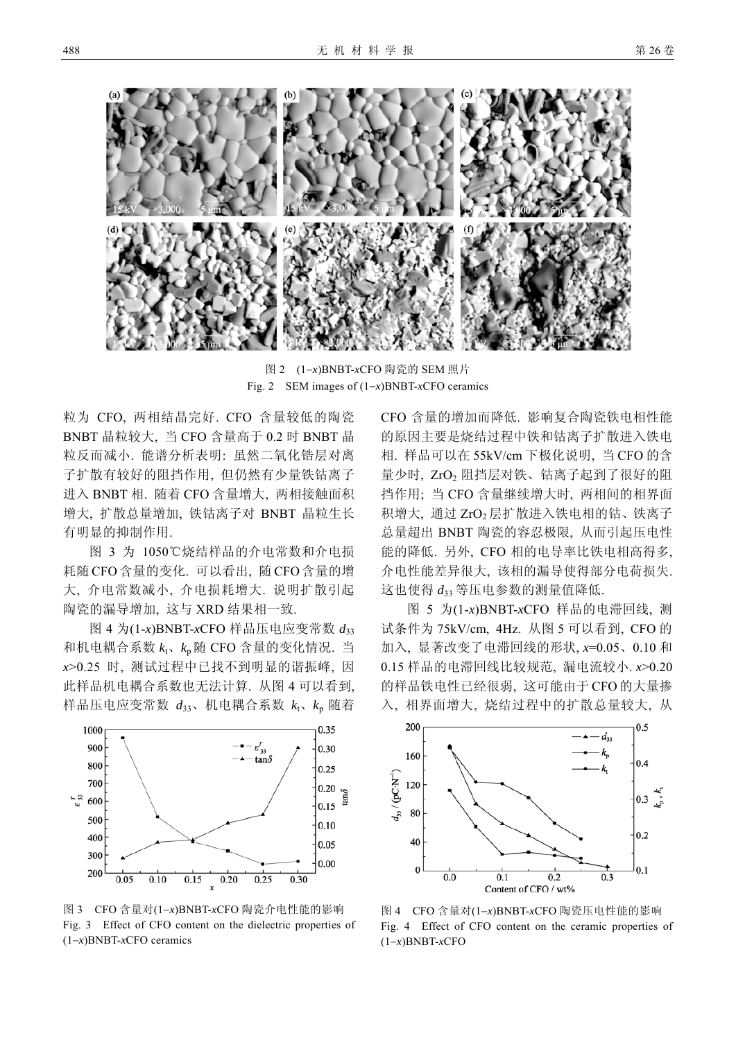图 2 $(1-x)$BNBT-$x$CFO 陶瓷的 SEM 照片

Fig. 2 SEM images of $(1-x)$BNBT-$x$CFO ceramics

粒为 CFO, 两相结晶完好. CFO 含量较低的陶瓷 BNBT 晶粒较大, 当 CFO 含量高于 0.2 时 BNBT 晶粒反而减小. 能谱分析表明: 虽然二氧化锆层对离子扩散有较好的阻挡作用, 但仍然有少量铁钴离子进入 BNBT 相. 随着 CFO 含量增大, 两相接触面积增大, 扩散总量增加, 铁钴离子对 BNBT 晶粒生长有明显的抑制作用.

图 3 为 1050℃烧结样品的介电常数和介电损耗随 CFO 含量的变化. 可以看出, 随 CFO 含量的增大, 介电常数减小, 介电损耗增大. 说明扩散引起陶瓷的漏导增加, 这与 XRD 结果相一致.

图 4 为$(1-x)$BNBT-$x$CFO 样品压电应变常数 $d_{33}$ 和机电耦合系数 $k_t$、$k_p$ 随 CFO 含量的变化情况. 当 $x>0.25$ 时, 测试过程中已找不到明显的谐振峰, 因此样品机电耦合系数也无法计算. 从图 4 可以看到, 样品压电应变常数 $d_{33}$、机电耦合系数 $k_t$、$k_p$ 随着 CFO 含量的增加而降低. 影响复合陶瓷铁电相性能的原因主要是烧结过程中铁和钴离子扩散进入铁电相. 样品可以在 55kV/cm 下极化说明, 当 CFO 的含量少时, $ZrO_2$ 阻挡层对铁、钴离子起到了很好的阻挡作用; 当 CFO 含量继续增大时, 两相间的相界面积增大, 通过 $ZrO_2$ 层扩散进入铁电相的钴、铁离子总量超出 BNBT 陶瓷的容忍极限, 从而引起压电性能的降低. 另外, CFO 相的电导率比铁电相高得多, 介电性能差异很大, 该相的漏导使得部分电荷损失. 这也使得 $d_{33}$ 等压电参数的测量值降低.

图 5 为$(1-x)$BNBT-$x$CFO 样品的电滞回线, 测试条件为 75kV/cm, 4Hz. 从图 5 可以看到, CFO 的加入, 显著改变了电滞回线的形状, $x$=0.05、0.10 和 0.15 样品的电滞回线比较规范, 漏电流较小. $x>0.20$ 的样品铁电性已经很弱, 这可能由于 CFO 的大量掺入, 相界面增大, 烧结过程中的扩散总量较大, 从

图 3 CFO 含量对$(1-x)$BNBT-$x$CFO 陶瓷介电性能的影响

Fig. 3 Effect of CFO content on the dielectric properties of $(1-x)$BNBT-$x$CFO ceramics

图 4 CFO 含量对$(1-x)$BNBT-$x$CFO 陶瓷压电性能的影响

Fig. 4 Effect of CFO content on the ceramic properties of $(1-x)$BNBT-$x$CFO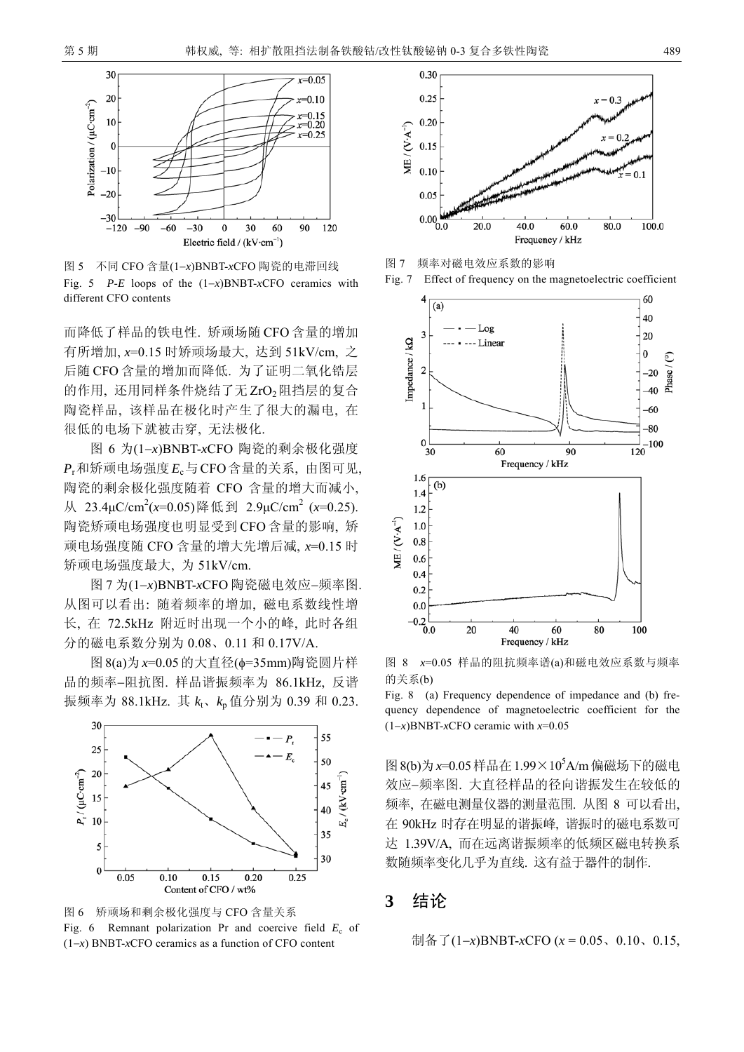图5 不同 CFO 含量(1–$x$)BNBT-$x$CFO 陶瓷的电滞回线

Fig. 5 *P-E* loops of the (1–$x$)BNBT-$x$CFO ceramics with different CFO contents

而降低了样品的铁电性. 矫顽场随CFO含量的增加有所增加, $x$=0.15 时矫顽场最大, 达到 51kV/cm, 之后随CFO含量的增加而降低. 为了证明二氧化锆层的作用, 还用同样条件烧结了无$ZrO_2$阻挡层的复合陶瓷样品, 该样品在极化时产生了很大的漏电, 在很低的电场下就被击穿, 无法极化.

图 6 为(1–$x$)BNBT-$x$CFO 陶瓷的剩余极化强度$P_r$和矫顽电场强度$E_c$与CFO含量的关系, 由图可见, 陶瓷的剩余极化强度随着 CFO 含量的增大而减小, 从 23.4μC/cm$^2$($x$=0.05)降低到 2.9μC/cm$^2$ ($x$=0.25). 陶瓷矫顽电场强度也明显受到CFO含量的影响, 矫顽电场强度随 CFO 含量的增大先增后减, $x$=0.15 时矫顽电场强度最大, 为 51kV/cm.

图7为(1–$x$)BNBT-$x$CFO 陶瓷磁电效应–频率图. 从图可以看出: 随着频率的增加, 磁电系数线性增长, 在 72.5kHz 附近时出现一个小的峰, 此时各组分的磁电系数分别为 0.08、0.11 和 0.17V/A.

图8(a)为$x$=0.05的大直径(ϕ=35mm)陶瓷圆片样品的频率–阻抗图. 样品谐振频率为 86.1kHz, 反谐振频率为 88.1kHz. 其 $k_t$、$k_p$值分别为 0.39 和 0.23.

图6 矫顽场和剩余极化强度与 CFO 含量关系

Fig. 6 Remnant polarization Pr and coercive field $E_c$ of (1–$x$) BNBT-$x$CFO ceramics as a function of CFO content

图7 频率对磁电效应系数的影响

Fig. 7 Effect of frequency on the magnetoelectric coefficient

图 8 $x$=0.05 样品的阻抗频率谱(a)和磁电效应系数与频率的关系(b)

Fig. 8 (a) Frequency dependence of impedance and (b) frequency dependence of magnetoelectric coefficient for the (1–$x$)BNBT-$x$CFO ceramic with $x$=0.05

图8(b)为$x$=0.05样品在1.99×10$^5$A/m偏磁场下的磁电效应–频率图. 大直径样品的径向谐振发生在较低的频率, 在磁电测量仪器的测量范围. 从图 8 可以看出, 在 90kHz 时存在明显的谐振峰, 谐振时的磁电系数可达 1.39V/A, 而在远离谐振频率的低频区磁电转换系数随频率变化几乎为直线. 这有益于器件的制作.

## 3 结论

制备了(1–$x$)BNBT-$x$CFO ($x$ = 0.05、0.10、0.15,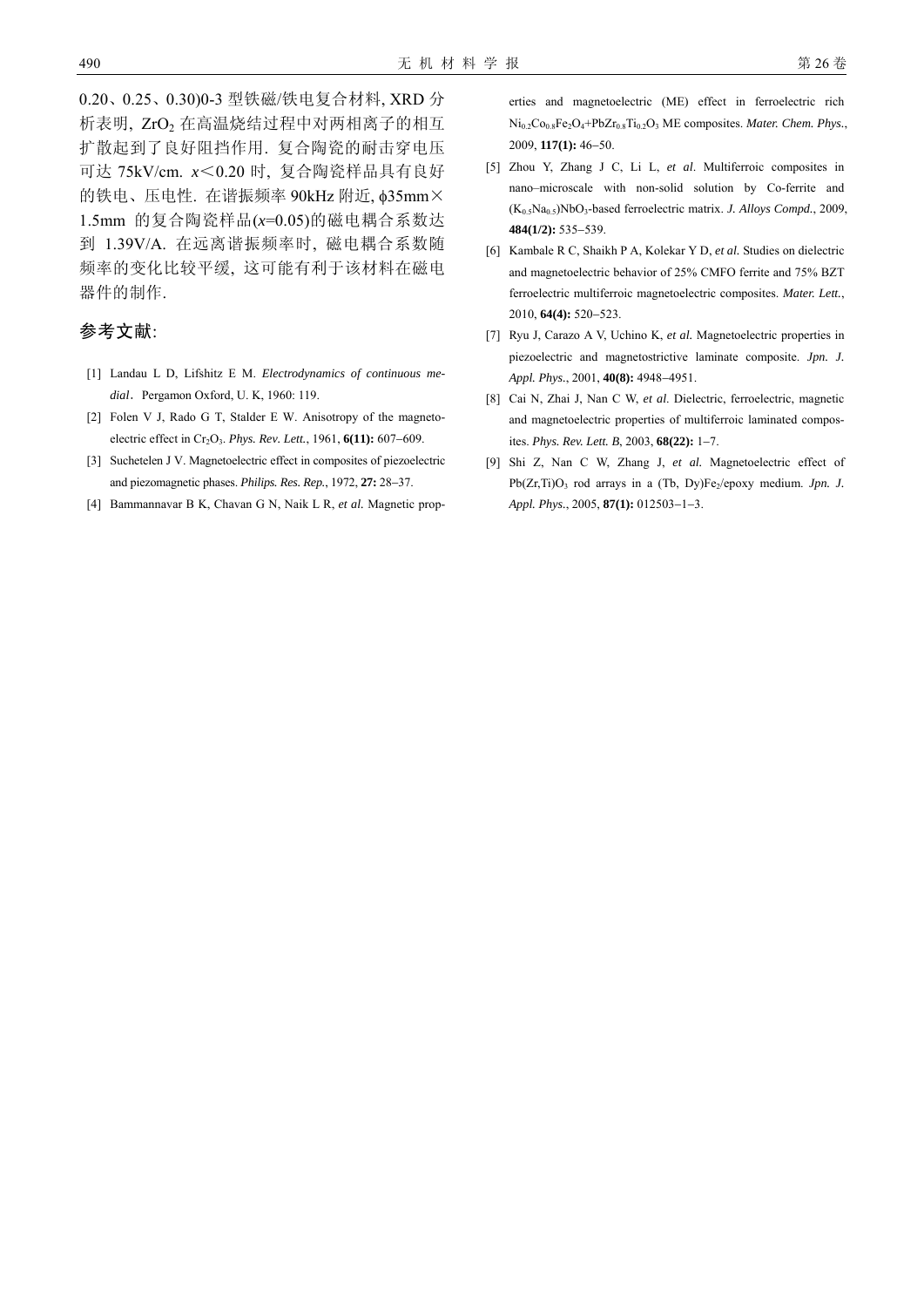0.20、0.25、0.30)0-3 型铁磁/铁电复合材料, XRD 分析表明, $ZrO_2$ 在高温烧结过程中对两相离子的相互扩散起到了良好阻挡作用. 复合陶瓷的耐击穿电压可达 75kV/cm. $x$<0.20 时, 复合陶瓷样品具有良好的铁电、压电性. 在谐振频率 90kHz 附近, ϕ35mm×1.5mm 的复合陶瓷样品($x$=0.05)的磁电耦合系数达到 1.39V/A. 在远离谐振频率时, 磁电耦合系数随频率的变化比较平缓, 这可能有利于该材料在磁电器件的制作.

## 参考文献:

[1] Landau L D, Lifshitz E M. *Electrodynamics of continuous medial*. Pergamon Oxford, U. K, 1960: 119.

[2] Folen V J, Rado G T, Stalder E W. Anisotropy of the magnetoelectric effect in $Cr_2O_3$. *Phys. Rev. Lett.*, 1961, **6(11):** 607–609.

[3] Suchetelen J V. Magnetoelectric effect in composites of piezoelectric and piezomagnetic phases. *Philips. Res. Rep.*, 1972, **27:** 28–37.

[4] Bammannavar B K, Chavan G N, Naik L R, *et al*. Magnetic properties and magnetoelectric (ME) effect in ferroelectric rich $Ni_{0.2}Co_{0.8}Fe_2O_4$+$PbZr_{0.8}Ti_{0.2}O_3$ ME composites. *Mater. Chem. Phys.*, 2009, **117(1):** 46–50.

[5] Zhou Y, Zhang J C, Li L, *et al*. Multiferroic composites in nano–microscale with non-solid solution by Co-ferrite and $(K_{0.5}Na_{0.5})NbO_3$-based ferroelectric matrix. *J. Alloys Compd.*, 2009, **484(1/2):** 535–539.

[6] Kambale R C, Shaikh P A, Kolekar Y D, *et al*. Studies on dielectric and magnetoelectric behavior of 25% CMFO ferrite and 75% BZT ferroelectric multiferroic magnetoelectric composites. *Mater. Lett.*, 2010, **64(4):** 520–523.

[7] Ryu J, Carazo A V, Uchino K, *et al*. Magnetoelectric properties in piezoelectric and magnetostrictive laminate composite. *Jpn. J. Appl. Phys.*, 2001, **40(8):** 4948–4951.

[8] Cai N, Zhai J, Nan C W, *et al*. Dielectric, ferroelectric, magnetic and magnetoelectric properties of multiferroic laminated composites. *Phys. Rev. Lett. B*, 2003, **68(22):** 1–7.

[9] Shi Z, Nan C W, Zhang J, *et al*. Magnetoelectric effect of $Pb(Zr,Ti)O_3$ rod arrays in a (Tb, Dy)$Fe_2$/epoxy medium. *Jpn. J. Appl. Phys.*, 2005, **87(1):** 012503–1–3.